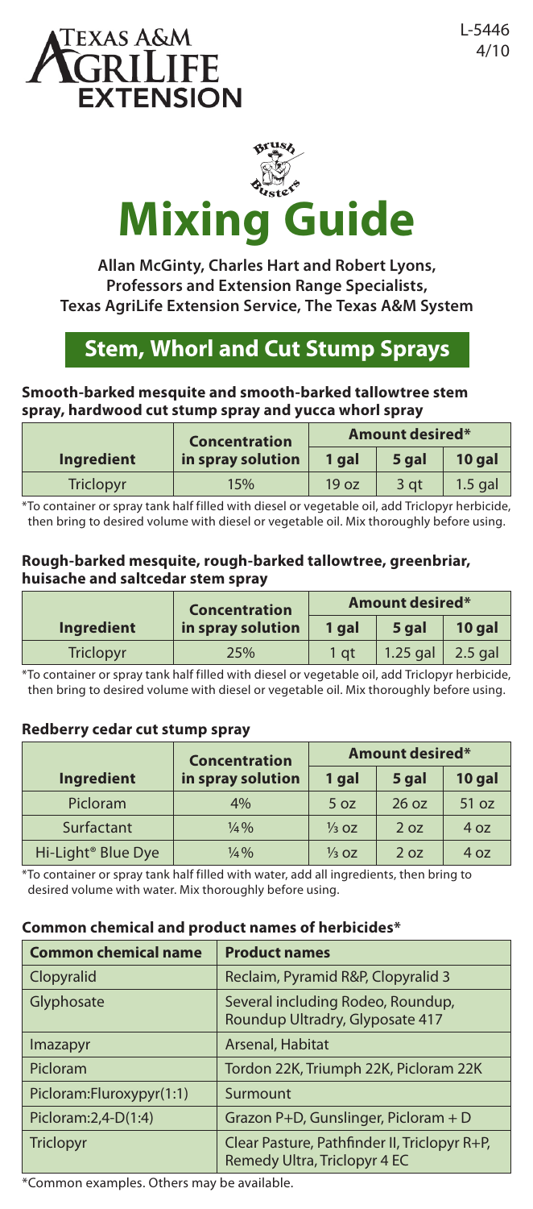Texas A&M AgriLife Extension

L-5446
4/10

# Mixing Guide

**Allan McGinty, Charles Hart and Robert Lyons, Professors and Extension Range Specialists, Texas AgriLife Extension Service, The Texas A&M System**

## Stem, Whorl and Cut Stump Sprays

### Smooth-barked mesquite and smooth-barked tallowtree stem spray, hardwood cut stump spray and yucca whorl spray

| Ingredient | Concentration in spray solution | Amount desired* | | |
|---|---|---|---|---|
| | | 1 gal | 5 gal | 10 gal |
| Triclopyr | 15% | 19 oz | 3 qt | 1.5 gal |

*To container or spray tank half filled with diesel or vegetable oil, add Triclopyr herbicide, then bring to desired volume with diesel or vegetable oil. Mix thoroughly before using.

### Rough-barked mesquite, rough-barked tallowtree, greenbriar, huisache and saltcedar stem spray

| Ingredient | Concentration in spray solution | Amount desired* | | |
|---|---|---|---|---|
| | | 1 gal | 5 gal | 10 gal |
| Triclopyr | 25% | 1 qt | 1.25 gal | 2.5 gal |

*To container or spray tank half filled with diesel or vegetable oil, add Triclopyr herbicide, then bring to desired volume with diesel or vegetable oil. Mix thoroughly before using.

### Redberry cedar cut stump spray

| Ingredient | Concentration in spray solution | Amount desired* | | |
|---|---|---|---|---|
| | | 1 gal | 5 gal | 10 gal |
| Picloram | 4% | 5 oz | 26 oz | 51 oz |
| Surfactant | ¼% | ⅓ oz | 2 oz | 4 oz |
| Hi-Light® Blue Dye | ¼% | ⅓ oz | 2 oz | 4 oz |

*To container or spray tank half filled with water, add all ingredients, then bring to desired volume with water. Mix thoroughly before using.

### Common chemical and product names of herbicides*

| Common chemical name | Product names |
|---|---|
| Clopyralid | Reclaim, Pyramid R&P, Clopyralid 3 |
| Glyphosate | Several including Rodeo, Roundup, Roundup Ultradry, Glyposate 417 |
| Imazapyr | Arsenal, Habitat |
| Picloram | Tordon 22K, Triumph 22K, Picloram 22K |
| Picloram:Fluroxypyr(1:1) | Surmount |
| Picloram:2,4-D(1:4) | Grazon P+D, Gunslinger, Picloram + D |
| Triclopyr | Clear Pasture, Pathfinder II, Triclopyr R+P, Remedy Ultra, Triclopyr 4 EC |

*Common examples. Others may be available.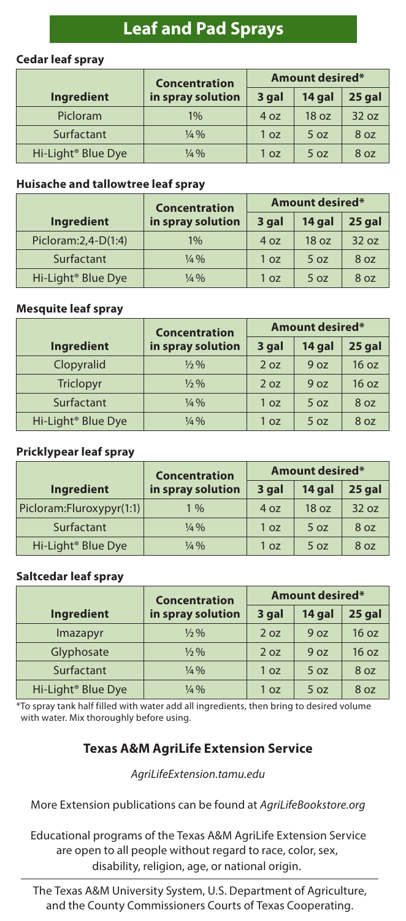## Leaf and Pad Sprays

### Cedar leaf spray

| Ingredient | Concentration in spray solution | Amount desired* | | |
|---|---|---|---|---|
| | | 3 gal | 14 gal | 25 gal |
| Picloram | 1% | 4 oz | 18 oz | 32 oz |
| Surfactant | ¼ % | 1 oz | 5 oz | 8 oz |
| Hi-Light® Blue Dye | ¼ % | 1 oz | 5 oz | 8 oz |

### Huisache and tallowtree leaf spray

| Ingredient | Concentration in spray solution | Amount desired* | | |
|---|---|---|---|---|
| | | 3 gal | 14 gal | 25 gal |
| Picloram:2,4-D(1:4) | 1% | 4 oz | 18 oz | 32 oz |
| Surfactant | ¼ % | 1 oz | 5 oz | 8 oz |
| Hi-Light® Blue Dye | ¼ % | 1 oz | 5 oz | 8 oz |

### Mesquite leaf spray

| Ingredient | Concentration in spray solution | Amount desired* | | |
|---|---|---|---|---|
| | | 3 gal | 14 gal | 25 gal |
| Clopyralid | ½ % | 2 oz | 9 oz | 16 oz |
| Triclopyr | ½ % | 2 oz | 9 oz | 16 oz |
| Surfactant | ¼ % | 1 oz | 5 oz | 8 oz |
| Hi-Light® Blue Dye | ¼ % | 1 oz | 5 oz | 8 oz |

### Pricklypear leaf spray

| Ingredient | Concentration in spray solution | Amount desired* | | |
|---|---|---|---|---|
| | | 3 gal | 14 gal | 25 gal |
| Picloram:Fluroxypyr(1:1) | 1 % | 4 oz | 18 oz | 32 oz |
| Surfactant | ¼ % | 1 oz | 5 oz | 8 oz |
| Hi-Light® Blue Dye | ¼ % | 1 oz | 5 oz | 8 oz |

### Saltcedar leaf spray

| Ingredient | Concentration in spray solution | Amount desired* | | |
|---|---|---|---|---|
| | | 3 gal | 14 gal | 25 gal |
| Imazapyr | ½ % | 2 oz | 9 oz | 16 oz |
| Glyphosate | ½ % | 2 oz | 9 oz | 16 oz |
| Surfactant | ¼ % | 1 oz | 5 oz | 8 oz |
| Hi-Light® Blue Dye | ¼ % | 1 oz | 5 oz | 8 oz |

*To spray tank half filled with water add all ingredients, then bring to desired volume with water. Mix thoroughly before using.

**Texas A&M AgriLife Extension Service**

*AgriLifeExtension.tamu.edu*

More Extension publications can be found at *AgriLifeBookstore.org*

Educational programs of the Texas A&M AgriLife Extension Service are open to all people without regard to race, color, sex, disability, religion, age, or national origin.

The Texas A&M University System, U.S. Department of Agriculture, and the County Commissioners Courts of Texas Cooperating.